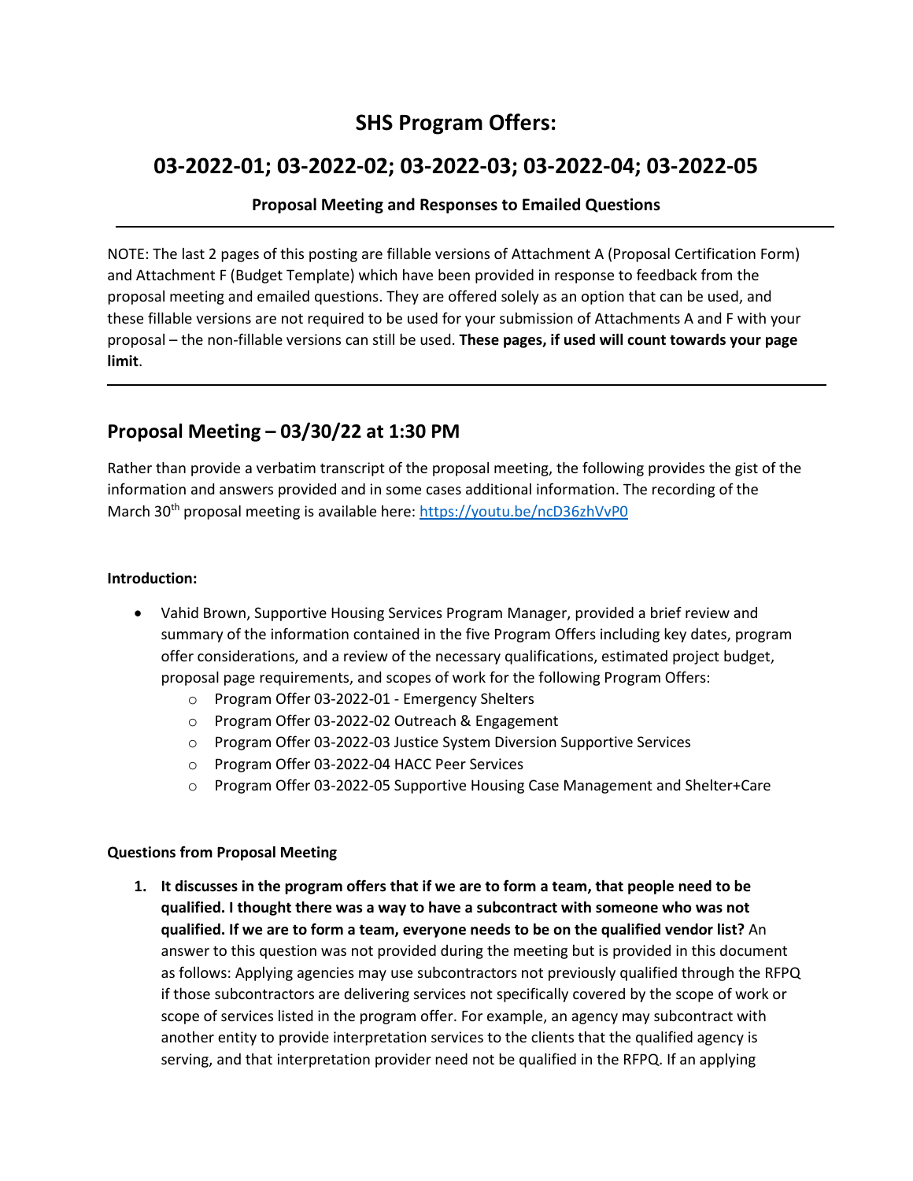# SHS Program Offers:

## 03-2022-01; 03-2022-02; 03-2022-03; 03-2022-04; 03-2022-05

**Proposal Meeting and Responses to Emailed Questions**

---

NOTE: The last 2 pages of this posting are fillable versions of Attachment A (Proposal Certification Form) and Attachment F (Budget Template) which have been provided in response to feedback from the proposal meeting and emailed questions. They are offered solely as an option that can be used, and these fillable versions are not required to be used for your submission of Attachments A and F with your proposal – the non-fillable versions can still be used. **These pages, if used will count towards your page limit**.

---

## Proposal Meeting – 03/30/22 at 1:30 PM

Rather than provide a verbatim transcript of the proposal meeting, the following provides the gist of the information and answers provided and in some cases additional information. The recording of the March 30th proposal meeting is available here: https://youtu.be/ncD36zhVvP0

**Introduction:**

- Vahid Brown, Supportive Housing Services Program Manager, provided a brief review and summary of the information contained in the five Program Offers including key dates, program offer considerations, and a review of the necessary qualifications, estimated project budget, proposal page requirements, and scopes of work for the following Program Offers:
  - Program Offer 03-2022-01 - Emergency Shelters
  - Program Offer 03-2022-02 Outreach & Engagement
  - Program Offer 03-2022-03 Justice System Diversion Supportive Services
  - Program Offer 03-2022-04 HACC Peer Services
  - Program Offer 03-2022-05 Supportive Housing Case Management and Shelter+Care

**Questions from Proposal Meeting**

1. **It discusses in the program offers that if we are to form a team, that people need to be qualified. I thought there was a way to have a subcontract with someone who was not qualified. If we are to form a team, everyone needs to be on the qualified vendor list?** An answer to this question was not provided during the meeting but is provided in this document as follows: Applying agencies may use subcontractors not previously qualified through the RFPQ if those subcontractors are delivering services not specifically covered by the scope of work or scope of services listed in the program offer. For example, an agency may subcontract with another entity to provide interpretation services to the clients that the qualified agency is serving, and that interpretation provider need not be qualified in the RFPQ. If an applying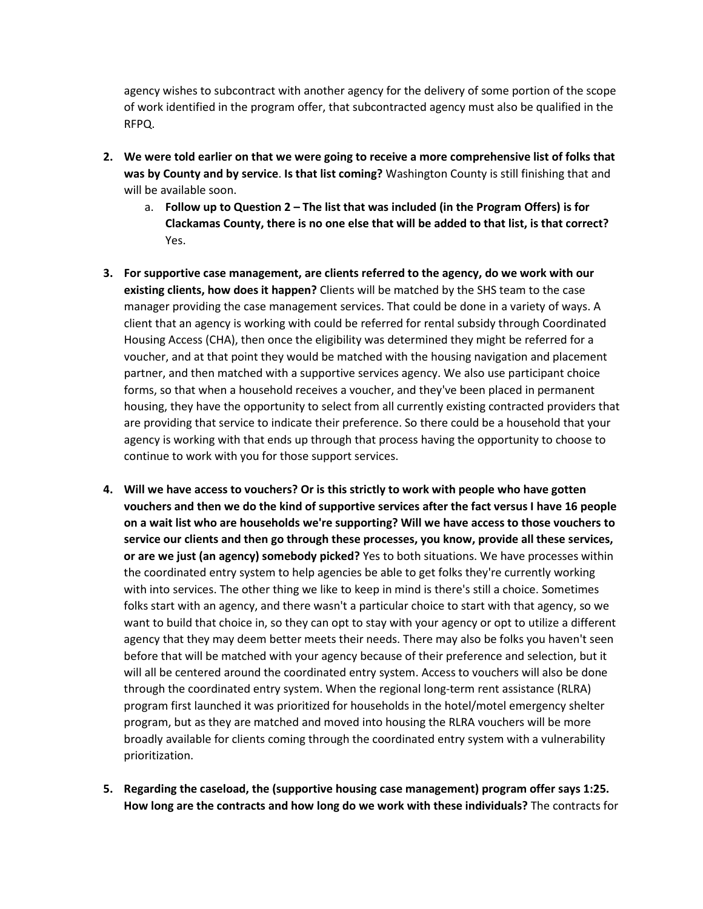agency wishes to subcontract with another agency for the delivery of some portion of the scope of work identified in the program offer, that subcontracted agency must also be qualified in the RFPQ.

2. **We were told earlier on that we were going to receive a more comprehensive list of folks that was by County and by service**. **Is that list coming?** Washington County is still finishing that and will be available soon.
   a. **Follow up to Question 2 – The list that was included (in the Program Offers) is for Clackamas County, there is no one else that will be added to that list, is that correct?** Yes.

3. **For supportive case management, are clients referred to the agency, do we work with our existing clients, how does it happen?** Clients will be matched by the SHS team to the case manager providing the case management services. That could be done in a variety of ways. A client that an agency is working with could be referred for rental subsidy through Coordinated Housing Access (CHA), then once the eligibility was determined they might be referred for a voucher, and at that point they would be matched with the housing navigation and placement partner, and then matched with a supportive services agency. We also use participant choice forms, so that when a household receives a voucher, and they've been placed in permanent housing, they have the opportunity to select from all currently existing contracted providers that are providing that service to indicate their preference. So there could be a household that your agency is working with that ends up through that process having the opportunity to choose to continue to work with you for those support services.

4. **Will we have access to vouchers? Or is this strictly to work with people who have gotten vouchers and then we do the kind of supportive services after the fact versus I have 16 people on a wait list who are households we're supporting? Will we have access to those vouchers to service our clients and then go through these processes, you know, provide all these services, or are we just (an agency) somebody picked?** Yes to both situations. We have processes within the coordinated entry system to help agencies be able to get folks they're currently working with into services. The other thing we like to keep in mind is there's still a choice. Sometimes folks start with an agency, and there wasn't a particular choice to start with that agency, so we want to build that choice in, so they can opt to stay with your agency or opt to utilize a different agency that they may deem better meets their needs. There may also be folks you haven't seen before that will be matched with your agency because of their preference and selection, but it will all be centered around the coordinated entry system. Access to vouchers will also be done through the coordinated entry system. When the regional long-term rent assistance (RLRA) program first launched it was prioritized for households in the hotel/motel emergency shelter program, but as they are matched and moved into housing the RLRA vouchers will be more broadly available for clients coming through the coordinated entry system with a vulnerability prioritization.

5. **Regarding the caseload, the (supportive housing case management) program offer says 1:25. How long are the contracts and how long do we work with these individuals?** The contracts for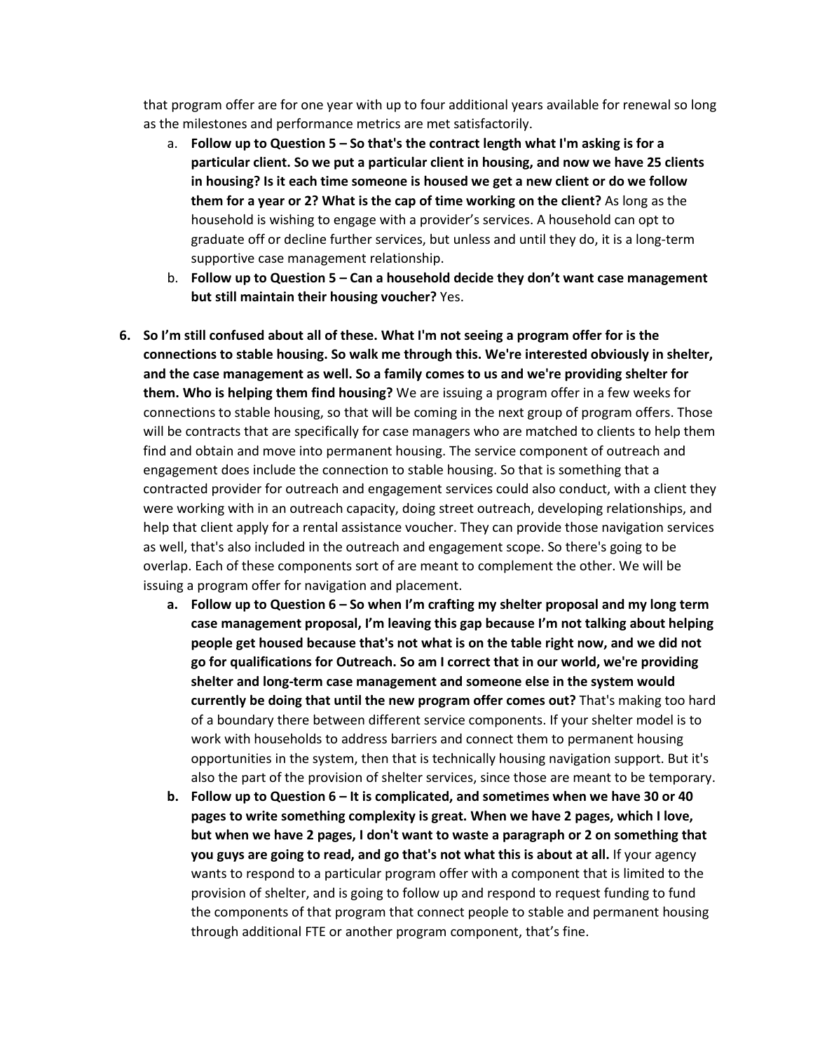that program offer are for one year with up to four additional years available for renewal so long as the milestones and performance metrics are met satisfactorily.

   a. **Follow up to Question 5 – So that's the contract length what I'm asking is for a particular client. So we put a particular client in housing, and now we have 25 clients in housing? Is it each time someone is housed we get a new client or do we follow them for a year or 2? What is the cap of time working on the client?** As long as the household is wishing to engage with a provider's services. A household can opt to graduate off or decline further services, but unless and until they do, it is a long-term supportive case management relationship.
   b. **Follow up to Question 5 – Can a household decide they don't want case management but still maintain their housing voucher?** Yes.

6. **So I'm still confused about all of these. What I'm not seeing a program offer for is the connections to stable housing. So walk me through this. We're interested obviously in shelter, and the case management as well. So a family comes to us and we're providing shelter for them. Who is helping them find housing?** We are issuing a program offer in a few weeks for connections to stable housing, so that will be coming in the next group of program offers. Those will be contracts that are specifically for case managers who are matched to clients to help them find and obtain and move into permanent housing. The service component of outreach and engagement does include the connection to stable housing. So that is something that a contracted provider for outreach and engagement services could also conduct, with a client they were working with in an outreach capacity, doing street outreach, developing relationships, and help that client apply for a rental assistance voucher. They can provide those navigation services as well, that's also included in the outreach and engagement scope. So there's going to be overlap. Each of these components sort of are meant to complement the other. We will be issuing a program offer for navigation and placement.
   a. **Follow up to Question 6 – So when I'm crafting my shelter proposal and my long term case management proposal, I'm leaving this gap because I'm not talking about helping people get housed because that's not what is on the table right now, and we did not go for qualifications for Outreach. So am I correct that in our world, we're providing shelter and long-term case management and someone else in the system would currently be doing that until the new program offer comes out?** That's making too hard of a boundary there between different service components. If your shelter model is to work with households to address barriers and connect them to permanent housing opportunities in the system, then that is technically housing navigation support. But it's also the part of the provision of shelter services, since those are meant to be temporary.
   b. **Follow up to Question 6 – It is complicated, and sometimes when we have 30 or 40 pages to write something complexity is great. When we have 2 pages, which I love, but when we have 2 pages, I don't want to waste a paragraph or 2 on something that you guys are going to read, and go that's not what this is about at all.** If your agency wants to respond to a particular program offer with a component that is limited to the provision of shelter, and is going to follow up and respond to request funding to fund the components of that program that connect people to stable and permanent housing through additional FTE or another program component, that's fine.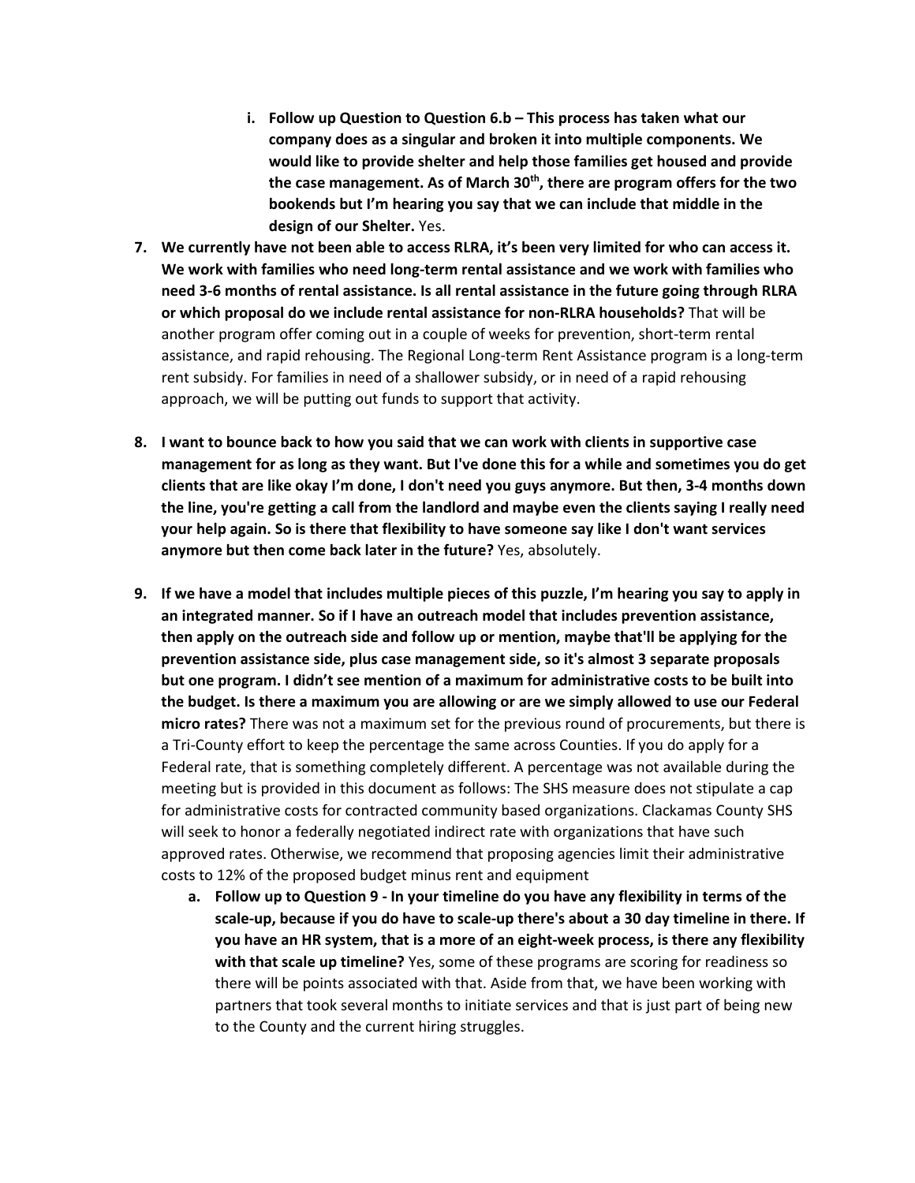i. **Follow up Question to Question 6.b – This process has taken what our company does as a singular and broken it into multiple components. We would like to provide shelter and help those families get housed and provide the case management. As of March 30th, there are program offers for the two bookends but I'm hearing you say that we can include that middle in the design of our Shelter.** Yes.

7. **We currently have not been able to access RLRA, it's been very limited for who can access it. We work with families who need long-term rental assistance and we work with families who need 3-6 months of rental assistance. Is all rental assistance in the future going through RLRA or which proposal do we include rental assistance for non-RLRA households?** That will be another program offer coming out in a couple of weeks for prevention, short-term rental assistance, and rapid rehousing. The Regional Long-term Rent Assistance program is a long-term rent subsidy. For families in need of a shallower subsidy, or in need of a rapid rehousing approach, we will be putting out funds to support that activity.

8. **I want to bounce back to how you said that we can work with clients in supportive case management for as long as they want. But I've done this for a while and sometimes you do get clients that are like okay I'm done, I don't need you guys anymore. But then, 3-4 months down the line, you're getting a call from the landlord and maybe even the clients saying I really need your help again. So is there that flexibility to have someone say like I don't want services anymore but then come back later in the future?** Yes, absolutely.

9. **If we have a model that includes multiple pieces of this puzzle, I'm hearing you say to apply in an integrated manner. So if I have an outreach model that includes prevention assistance, then apply on the outreach side and follow up or mention, maybe that'll be applying for the prevention assistance side, plus case management side, so it's almost 3 separate proposals but one program. I didn't see mention of a maximum for administrative costs to be built into the budget. Is there a maximum you are allowing or are we simply allowed to use our Federal micro rates?** There was not a maximum set for the previous round of procurements, but there is a Tri-County effort to keep the percentage the same across Counties. If you do apply for a Federal rate, that is something completely different. A percentage was not available during the meeting but is provided in this document as follows: The SHS measure does not stipulate a cap for administrative costs for contracted community based organizations. Clackamas County SHS will seek to honor a federally negotiated indirect rate with organizations that have such approved rates. Otherwise, we recommend that proposing agencies limit their administrative costs to 12% of the proposed budget minus rent and equipment

   a. **Follow up to Question 9 - In your timeline do you have any flexibility in terms of the scale-up, because if you do have to scale-up there's about a 30 day timeline in there. If you have an HR system, that is a more of an eight-week process, is there any flexibility with that scale up timeline?** Yes, some of these programs are scoring for readiness so there will be points associated with that. Aside from that, we have been working with partners that took several months to initiate services and that is just part of being new to the County and the current hiring struggles.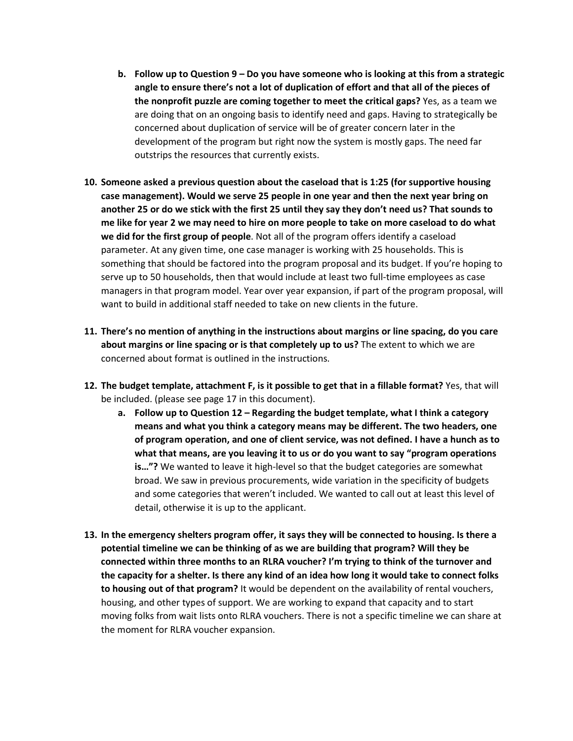b. **Follow up to Question 9 – Do you have someone who is looking at this from a strategic angle to ensure there's not a lot of duplication of effort and that all of the pieces of the nonprofit puzzle are coming together to meet the critical gaps?** Yes, as a team we are doing that on an ongoing basis to identify need and gaps. Having to strategically be concerned about duplication of service will be of greater concern later in the development of the program but right now the system is mostly gaps. The need far outstrips the resources that currently exists.

10. **Someone asked a previous question about the caseload that is 1:25 (for supportive housing case management). Would we serve 25 people in one year and then the next year bring on another 25 or do we stick with the first 25 until they say they don't need us? That sounds to me like for year 2 we may need to hire on more people to take on more caseload to do what we did for the first group of people**. Not all of the program offers identify a caseload parameter. At any given time, one case manager is working with 25 households. This is something that should be factored into the program proposal and its budget. If you're hoping to serve up to 50 households, then that would include at least two full-time employees as case managers in that program model. Year over year expansion, if part of the program proposal, will want to build in additional staff needed to take on new clients in the future.

11. **There's no mention of anything in the instructions about margins or line spacing, do you care about margins or line spacing or is that completely up to us?** The extent to which we are concerned about format is outlined in the instructions.

12. **The budget template, attachment F, is it possible to get that in a fillable format?** Yes, that will be included. (please see page 17 in this document).
    a. **Follow up to Question 12 – Regarding the budget template, what I think a category means and what you think a category means may be different. The two headers, one of program operation, and one of client service, was not defined. I have a hunch as to what that means, are you leaving it to us or do you want to say "program operations is…"?** We wanted to leave it high-level so that the budget categories are somewhat broad. We saw in previous procurements, wide variation in the specificity of budgets and some categories that weren't included. We wanted to call out at least this level of detail, otherwise it is up to the applicant.

13. **In the emergency shelters program offer, it says they will be connected to housing. Is there a potential timeline we can be thinking of as we are building that program? Will they be connected within three months to an RLRA voucher? I'm trying to think of the turnover and the capacity for a shelter. Is there any kind of an idea how long it would take to connect folks to housing out of that program?** It would be dependent on the availability of rental vouchers, housing, and other types of support. We are working to expand that capacity and to start moving folks from wait lists onto RLRA vouchers. There is not a specific timeline we can share at the moment for RLRA voucher expansion.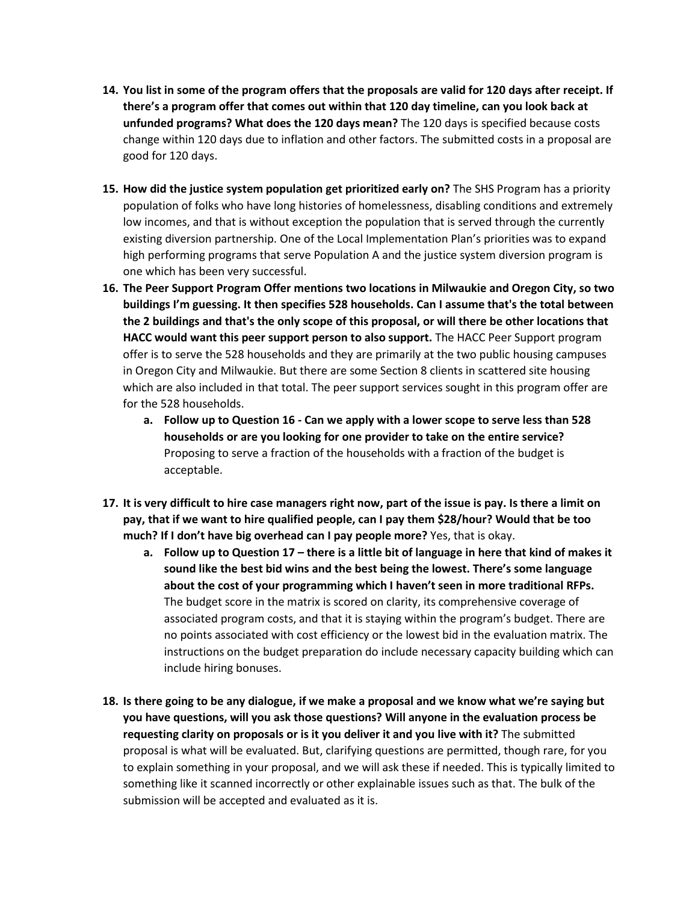14. **You list in some of the program offers that the proposals are valid for 120 days after receipt. If there's a program offer that comes out within that 120 day timeline, can you look back at unfunded programs? What does the 120 days mean?** The 120 days is specified because costs change within 120 days due to inflation and other factors. The submitted costs in a proposal are good for 120 days.

15. **How did the justice system population get prioritized early on?** The SHS Program has a priority population of folks who have long histories of homelessness, disabling conditions and extremely low incomes, and that is without exception the population that is served through the currently existing diversion partnership. One of the Local Implementation Plan's priorities was to expand high performing programs that serve Population A and the justice system diversion program is one which has been very successful.

16. **The Peer Support Program Offer mentions two locations in Milwaukie and Oregon City, so two buildings I'm guessing. It then specifies 528 households. Can I assume that's the total between the 2 buildings and that's the only scope of this proposal, or will there be other locations that HACC would want this peer support person to also support.** The HACC Peer Support program offer is to serve the 528 households and they are primarily at the two public housing campuses in Oregon City and Milwaukie. But there are some Section 8 clients in scattered site housing which are also included in that total. The peer support services sought in this program offer are for the 528 households.
    a. **Follow up to Question 16 - Can we apply with a lower scope to serve less than 528 households or are you looking for one provider to take on the entire service?** Proposing to serve a fraction of the households with a fraction of the budget is acceptable.

17. **It is very difficult to hire case managers right now, part of the issue is pay. Is there a limit on pay, that if we want to hire qualified people, can I pay them $28/hour? Would that be too much? If I don't have big overhead can I pay people more?** Yes, that is okay.
    a. **Follow up to Question 17 – there is a little bit of language in here that kind of makes it sound like the best bid wins and the best being the lowest. There's some language about the cost of your programming which I haven't seen in more traditional RFPs.** The budget score in the matrix is scored on clarity, its comprehensive coverage of associated program costs, and that it is staying within the program's budget. There are no points associated with cost efficiency or the lowest bid in the evaluation matrix. The instructions on the budget preparation do include necessary capacity building which can include hiring bonuses.

18. **Is there going to be any dialogue, if we make a proposal and we know what we're saying but you have questions, will you ask those questions? Will anyone in the evaluation process be requesting clarity on proposals or is it you deliver it and you live with it?** The submitted proposal is what will be evaluated. But, clarifying questions are permitted, though rare, for you to explain something in your proposal, and we will ask these if needed. This is typically limited to something like it scanned incorrectly or other explainable issues such as that. The bulk of the submission will be accepted and evaluated as it is.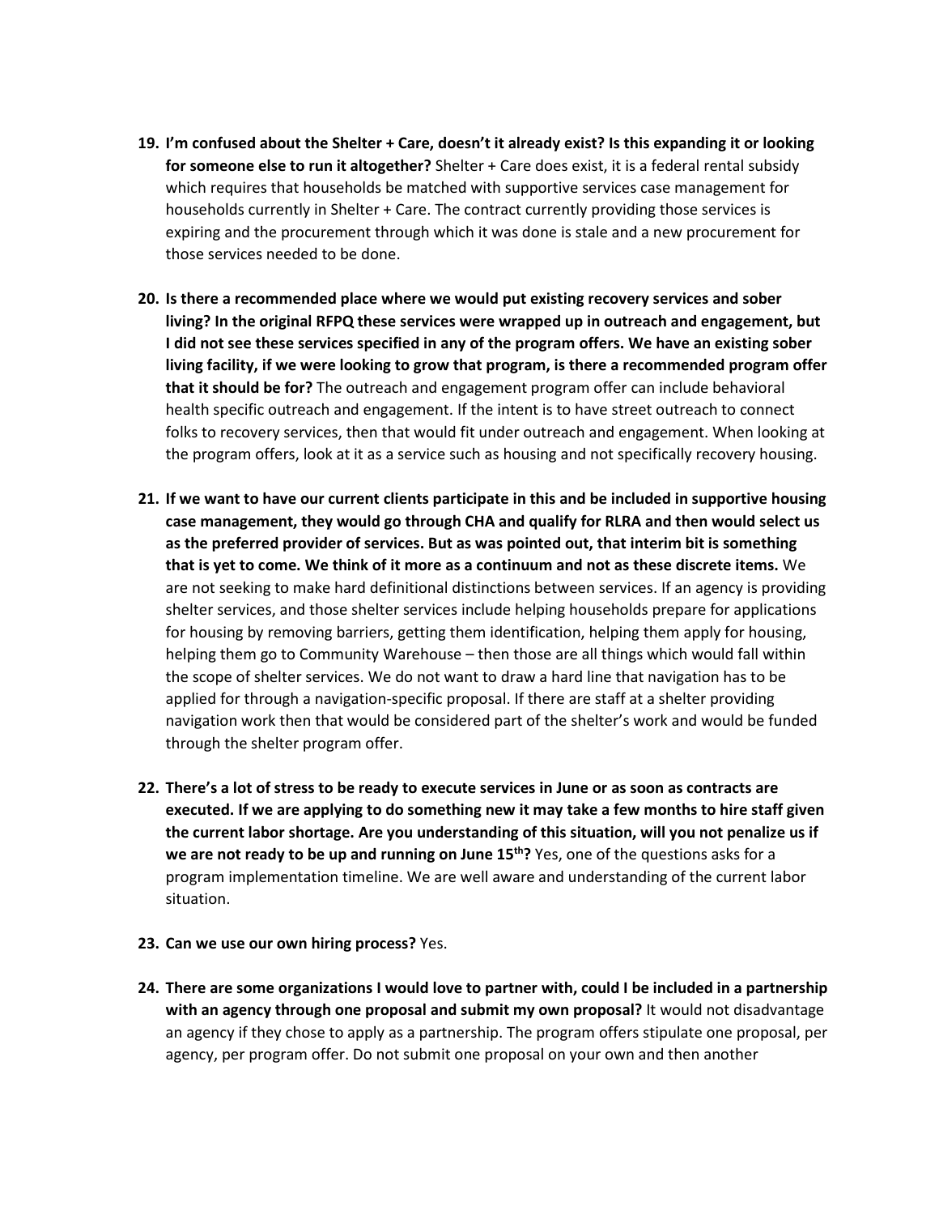19. **I'm confused about the Shelter + Care, doesn't it already exist? Is this expanding it or looking for someone else to run it altogether?** Shelter + Care does exist, it is a federal rental subsidy which requires that households be matched with supportive services case management for households currently in Shelter + Care. The contract currently providing those services is expiring and the procurement through which it was done is stale and a new procurement for those services needed to be done.

20. **Is there a recommended place where we would put existing recovery services and sober living? In the original RFPQ these services were wrapped up in outreach and engagement, but I did not see these services specified in any of the program offers. We have an existing sober living facility, if we were looking to grow that program, is there a recommended program offer that it should be for?** The outreach and engagement program offer can include behavioral health specific outreach and engagement. If the intent is to have street outreach to connect folks to recovery services, then that would fit under outreach and engagement. When looking at the program offers, look at it as a service such as housing and not specifically recovery housing.

21. **If we want to have our current clients participate in this and be included in supportive housing case management, they would go through CHA and qualify for RLRA and then would select us as the preferred provider of services. But as was pointed out, that interim bit is something that is yet to come. We think of it more as a continuum and not as these discrete items.** We are not seeking to make hard definitional distinctions between services. If an agency is providing shelter services, and those shelter services include helping households prepare for applications for housing by removing barriers, getting them identification, helping them apply for housing, helping them go to Community Warehouse – then those are all things which would fall within the scope of shelter services. We do not want to draw a hard line that navigation has to be applied for through a navigation-specific proposal. If there are staff at a shelter providing navigation work then that would be considered part of the shelter's work and would be funded through the shelter program offer.

22. **There's a lot of stress to be ready to execute services in June or as soon as contracts are executed. If we are applying to do something new it may take a few months to hire staff given the current labor shortage. Are you understanding of this situation, will you not penalize us if we are not ready to be up and running on June 15th?** Yes, one of the questions asks for a program implementation timeline. We are well aware and understanding of the current labor situation.

23. **Can we use our own hiring process?** Yes.

24. **There are some organizations I would love to partner with, could I be included in a partnership with an agency through one proposal and submit my own proposal?** It would not disadvantage an agency if they chose to apply as a partnership. The program offers stipulate one proposal, per agency, per program offer. Do not submit one proposal on your own and then another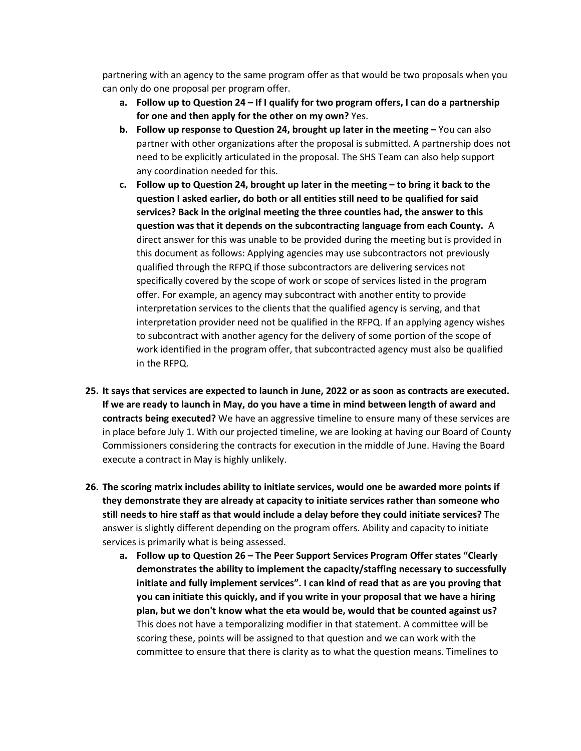partnering with an agency to the same program offer as that would be two proposals when you can only do one proposal per program offer.

   a. **Follow up to Question 24 – If I qualify for two program offers, I can do a partnership for one and then apply for the other on my own?** Yes.

   b. **Follow up response to Question 24, brought up later in the meeting –** You can also partner with other organizations after the proposal is submitted. A partnership does not need to be explicitly articulated in the proposal. The SHS Team can also help support any coordination needed for this.

   c. **Follow up to Question 24, brought up later in the meeting – to bring it back to the question I asked earlier, do both or all entities still need to be qualified for said services? Back in the original meeting the three counties had, the answer to this question was that it depends on the subcontracting language from each County.** A direct answer for this was unable to be provided during the meeting but is provided in this document as follows: Applying agencies may use subcontractors not previously qualified through the RFPQ if those subcontractors are delivering services not specifically covered by the scope of work or scope of services listed in the program offer. For example, an agency may subcontract with another entity to provide interpretation services to the clients that the qualified agency is serving, and that interpretation provider need not be qualified in the RFPQ. If an applying agency wishes to subcontract with another agency for the delivery of some portion of the scope of work identified in the program offer, that subcontracted agency must also be qualified in the RFPQ.

25. **It says that services are expected to launch in June, 2022 or as soon as contracts are executed. If we are ready to launch in May, do you have a time in mind between length of award and contracts being executed?** We have an aggressive timeline to ensure many of these services are in place before July 1. With our projected timeline, we are looking at having our Board of County Commissioners considering the contracts for execution in the middle of June. Having the Board execute a contract in May is highly unlikely.

26. **The scoring matrix includes ability to initiate services, would one be awarded more points if they demonstrate they are already at capacity to initiate services rather than someone who still needs to hire staff as that would include a delay before they could initiate services?** The answer is slightly different depending on the program offers. Ability and capacity to initiate services is primarily what is being assessed.

   a. **Follow up to Question 26 – The Peer Support Services Program Offer states "Clearly demonstrates the ability to implement the capacity/staffing necessary to successfully initiate and fully implement services". I can kind of read that as are you proving that you can initiate this quickly, and if you write in your proposal that we have a hiring plan, but we don't know what the eta would be, would that be counted against us?** This does not have a temporalizing modifier in that statement. A committee will be scoring these, points will be assigned to that question and we can work with the committee to ensure that there is clarity as to what the question means. Timelines to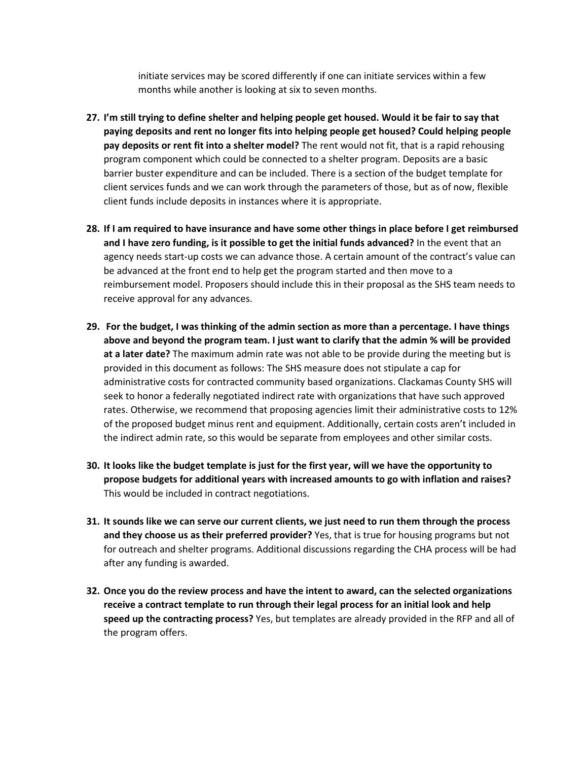initiate services may be scored differently if one can initiate services within a few months while another is looking at six to seven months.

27. **I'm still trying to define shelter and helping people get housed. Would it be fair to say that paying deposits and rent no longer fits into helping people get housed? Could helping people pay deposits or rent fit into a shelter model?** The rent would not fit, that is a rapid rehousing program component which could be connected to a shelter program. Deposits are a basic barrier buster expenditure and can be included. There is a section of the budget template for client services funds and we can work through the parameters of those, but as of now, flexible client funds include deposits in instances where it is appropriate.

28. **If I am required to have insurance and have some other things in place before I get reimbursed and I have zero funding, is it possible to get the initial funds advanced?** In the event that an agency needs start-up costs we can advance those. A certain amount of the contract's value can be advanced at the front end to help get the program started and then move to a reimbursement model. Proposers should include this in their proposal as the SHS team needs to receive approval for any advances.

29. **For the budget, I was thinking of the admin section as more than a percentage. I have things above and beyond the program team. I just want to clarify that the admin % will be provided at a later date?** The maximum admin rate was not able to be provide during the meeting but is provided in this document as follows: The SHS measure does not stipulate a cap for administrative costs for contracted community based organizations. Clackamas County SHS will seek to honor a federally negotiated indirect rate with organizations that have such approved rates. Otherwise, we recommend that proposing agencies limit their administrative costs to 12% of the proposed budget minus rent and equipment. Additionally, certain costs aren't included in the indirect admin rate, so this would be separate from employees and other similar costs.

30. **It looks like the budget template is just for the first year, will we have the opportunity to propose budgets for additional years with increased amounts to go with inflation and raises?** This would be included in contract negotiations.

31. **It sounds like we can serve our current clients, we just need to run them through the process and they choose us as their preferred provider?** Yes, that is true for housing programs but not for outreach and shelter programs. Additional discussions regarding the CHA process will be had after any funding is awarded.

32. **Once you do the review process and have the intent to award, can the selected organizations receive a contract template to run through their legal process for an initial look and help speed up the contracting process?** Yes, but templates are already provided in the RFP and all of the program offers.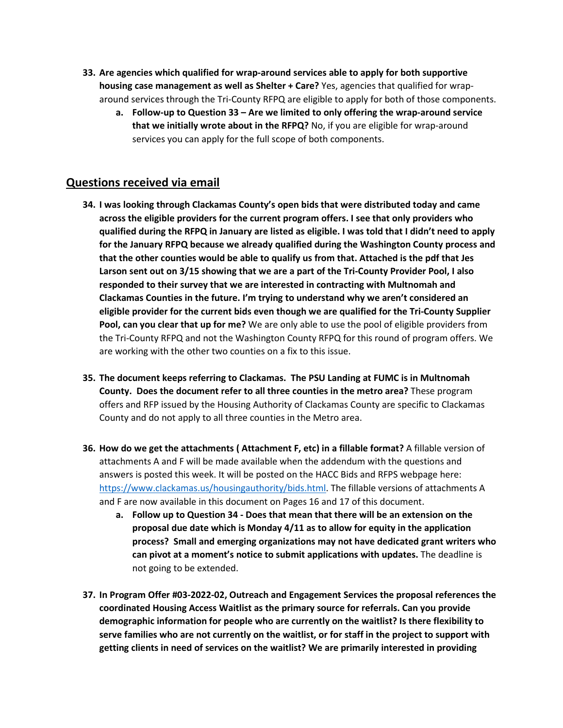33. **Are agencies which qualified for wrap-around services able to apply for both supportive housing case management as well as Shelter + Care?** Yes, agencies that qualified for wrap-around services through the Tri-County RFPQ are eligible to apply for both of those components.
    a. **Follow-up to Question 33 – Are we limited to only offering the wrap-around service that we initially wrote about in the RFPQ?** No, if you are eligible for wrap-around services you can apply for the full scope of both components.

## Questions received via email

34. **I was looking through Clackamas County's open bids that were distributed today and came across the eligible providers for the current program offers. I see that only providers who qualified during the RFPQ in January are listed as eligible. I was told that I didn't need to apply for the January RFPQ because we already qualified during the Washington County process and that the other counties would be able to qualify us from that. Attached is the pdf that Jes Larson sent out on 3/15 showing that we are a part of the Tri-County Provider Pool, I also responded to their survey that we are interested in contracting with Multnomah and Clackamas Counties in the future. I'm trying to understand why we aren't considered an eligible provider for the current bids even though we are qualified for the Tri-County Supplier Pool, can you clear that up for me?** We are only able to use the pool of eligible providers from the Tri-County RFPQ and not the Washington County RFPQ for this round of program offers. We are working with the other two counties on a fix to this issue.

35. **The document keeps referring to Clackamas. The PSU Landing at FUMC is in Multnomah County. Does the document refer to all three counties in the metro area?** These program offers and RFP issued by the Housing Authority of Clackamas County are specific to Clackamas County and do not apply to all three counties in the Metro area.

36. **How do we get the attachments ( Attachment F, etc) in a fillable format?** A fillable version of attachments A and F will be made available when the addendum with the questions and answers is posted this week. It will be posted on the HACC Bids and RFPS webpage here: [https://www.clackamas.us/housingauthority/bids.html](https://www.clackamas.us/housingauthority/bids.html). The fillable versions of attachments A and F are now available in this document on Pages 16 and 17 of this document.
    a. **Follow up to Question 34 - Does that mean that there will be an extension on the proposal due date which is Monday 4/11 as to allow for equity in the application process? Small and emerging organizations may not have dedicated grant writers who can pivot at a moment's notice to submit applications with updates.** The deadline is not going to be extended.

37. **In Program Offer #03-2022-02, Outreach and Engagement Services the proposal references the coordinated Housing Access Waitlist as the primary source for referrals. Can you provide demographic information for people who are currently on the waitlist? Is there flexibility to serve families who are not currently on the waitlist, or for staff in the project to support with getting clients in need of services on the waitlist? We are primarily interested in providing**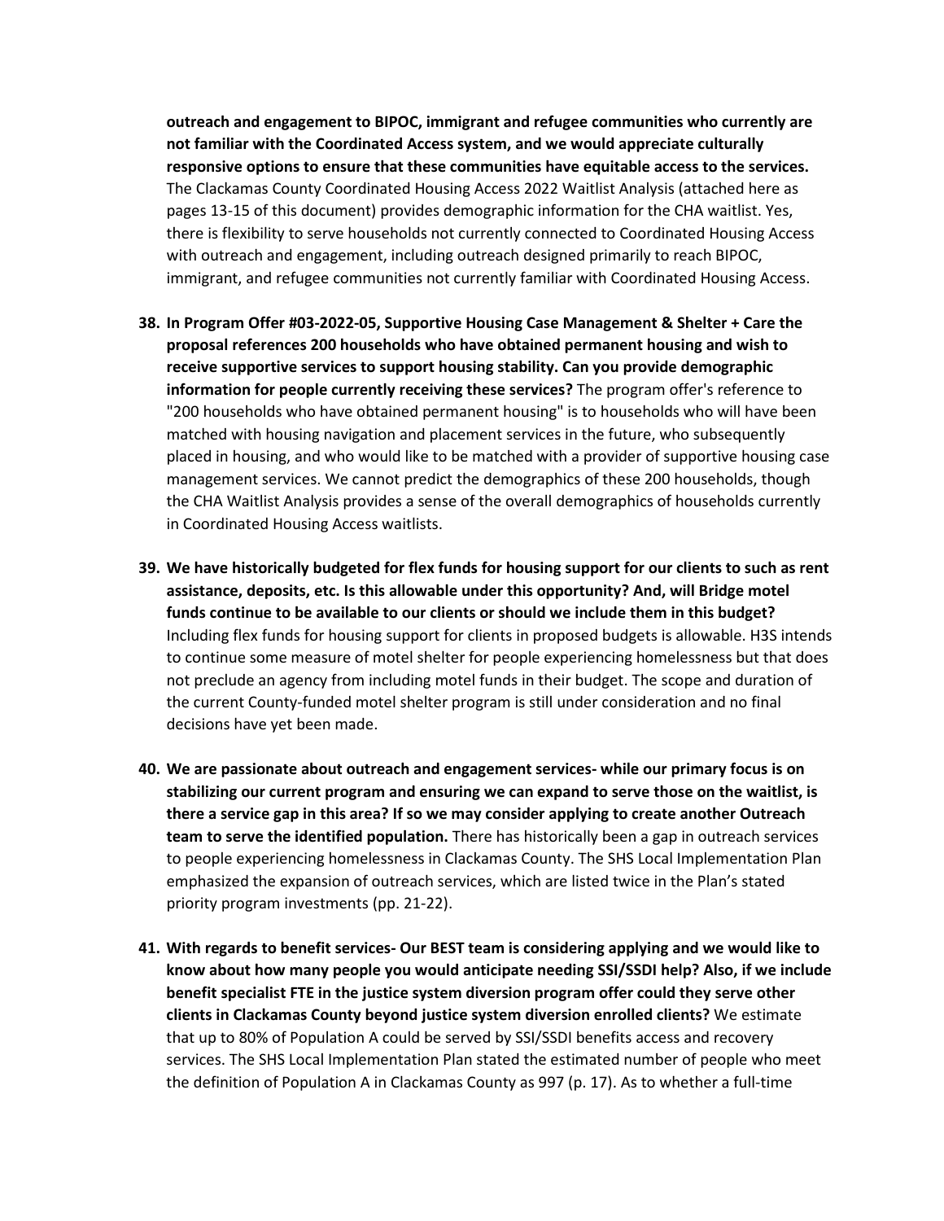**outreach and engagement to BIPOC, immigrant and refugee communities who currently are not familiar with the Coordinated Access system, and we would appreciate culturally responsive options to ensure that these communities have equitable access to the services.** The Clackamas County Coordinated Housing Access 2022 Waitlist Analysis (attached here as pages 13-15 of this document) provides demographic information for the CHA waitlist. Yes, there is flexibility to serve households not currently connected to Coordinated Housing Access with outreach and engagement, including outreach designed primarily to reach BIPOC, immigrant, and refugee communities not currently familiar with Coordinated Housing Access.

38. **In Program Offer #03-2022-05, Supportive Housing Case Management & Shelter + Care the proposal references 200 households who have obtained permanent housing and wish to receive supportive services to support housing stability. Can you provide demographic information for people currently receiving these services?** The program offer's reference to "200 households who have obtained permanent housing" is to households who will have been matched with housing navigation and placement services in the future, who subsequently placed in housing, and who would like to be matched with a provider of supportive housing case management services. We cannot predict the demographics of these 200 households, though the CHA Waitlist Analysis provides a sense of the overall demographics of households currently in Coordinated Housing Access waitlists.

39. **We have historically budgeted for flex funds for housing support for our clients to such as rent assistance, deposits, etc. Is this allowable under this opportunity? And, will Bridge motel funds continue to be available to our clients or should we include them in this budget?** Including flex funds for housing support for clients in proposed budgets is allowable. H3S intends to continue some measure of motel shelter for people experiencing homelessness but that does not preclude an agency from including motel funds in their budget. The scope and duration of the current County-funded motel shelter program is still under consideration and no final decisions have yet been made.

40. **We are passionate about outreach and engagement services- while our primary focus is on stabilizing our current program and ensuring we can expand to serve those on the waitlist, is there a service gap in this area? If so we may consider applying to create another Outreach team to serve the identified population.** There has historically been a gap in outreach services to people experiencing homelessness in Clackamas County. The SHS Local Implementation Plan emphasized the expansion of outreach services, which are listed twice in the Plan's stated priority program investments (pp. 21-22).

41. **With regards to benefit services- Our BEST team is considering applying and we would like to know about how many people you would anticipate needing SSI/SSDI help? Also, if we include benefit specialist FTE in the justice system diversion program offer could they serve other clients in Clackamas County beyond justice system diversion enrolled clients?** We estimate that up to 80% of Population A could be served by SSI/SSDI benefits access and recovery services. The SHS Local Implementation Plan stated the estimated number of people who meet the definition of Population A in Clackamas County as 997 (p. 17). As to whether a full-time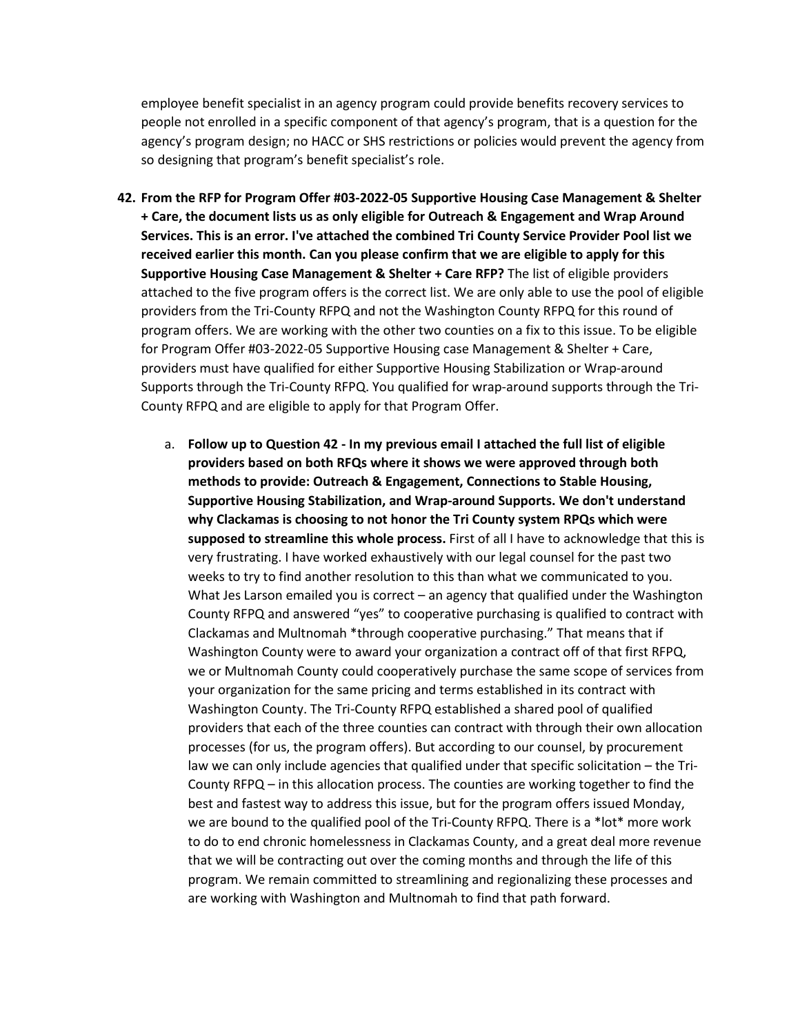employee benefit specialist in an agency program could provide benefits recovery services to people not enrolled in a specific component of that agency's program, that is a question for the agency's program design; no HACC or SHS restrictions or policies would prevent the agency from so designing that program's benefit specialist's role.

42. **From the RFP for Program Offer #03-2022-05 Supportive Housing Case Management & Shelter + Care, the document lists us as only eligible for Outreach & Engagement and Wrap Around Services. This is an error. I've attached the combined Tri County Service Provider Pool list we received earlier this month. Can you please confirm that we are eligible to apply for this Supportive Housing Case Management & Shelter + Care RFP?** The list of eligible providers attached to the five program offers is the correct list. We are only able to use the pool of eligible providers from the Tri-County RFPQ and not the Washington County RFPQ for this round of program offers. We are working with the other two counties on a fix to this issue. To be eligible for Program Offer #03-2022-05 Supportive Housing case Management & Shelter + Care, providers must have qualified for either Supportive Housing Stabilization or Wrap-around Supports through the Tri-County RFPQ. You qualified for wrap-around supports through the Tri-County RFPQ and are eligible to apply for that Program Offer.

    a. **Follow up to Question 42 - In my previous email I attached the full list of eligible providers based on both RFQs where it shows we were approved through both methods to provide: Outreach & Engagement, Connections to Stable Housing, Supportive Housing Stabilization, and Wrap-around Supports. We don't understand why Clackamas is choosing to not honor the Tri County system RPQs which were supposed to streamline this whole process.** First of all I have to acknowledge that this is very frustrating. I have worked exhaustively with our legal counsel for the past two weeks to try to find another resolution to this than what we communicated to you. What Jes Larson emailed you is correct – an agency that qualified under the Washington County RFPQ and answered "yes" to cooperative purchasing is qualified to contract with Clackamas and Multnomah *through cooperative purchasing." That means that if Washington County were to award your organization a contract off of that first RFPQ, we or Multnomah County could cooperatively purchase the same scope of services from your organization for the same pricing and terms established in its contract with Washington County. The Tri-County RFPQ established a shared pool of qualified providers that each of the three counties can contract with through their own allocation processes (for us, the program offers). But according to our counsel, by procurement law we can only include agencies that qualified under that specific solicitation – the Tri-County RFPQ – in this allocation process. The counties are working together to find the best and fastest way to address this issue, but for the program offers issued Monday, we are bound to the qualified pool of the Tri-County RFPQ. There is a *lot* more work to do to end chronic homelessness in Clackamas County, and a great deal more revenue that we will be contracting out over the coming months and through the life of this program. We remain committed to streamlining and regionalizing these processes and are working with Washington and Multnomah to find that path forward.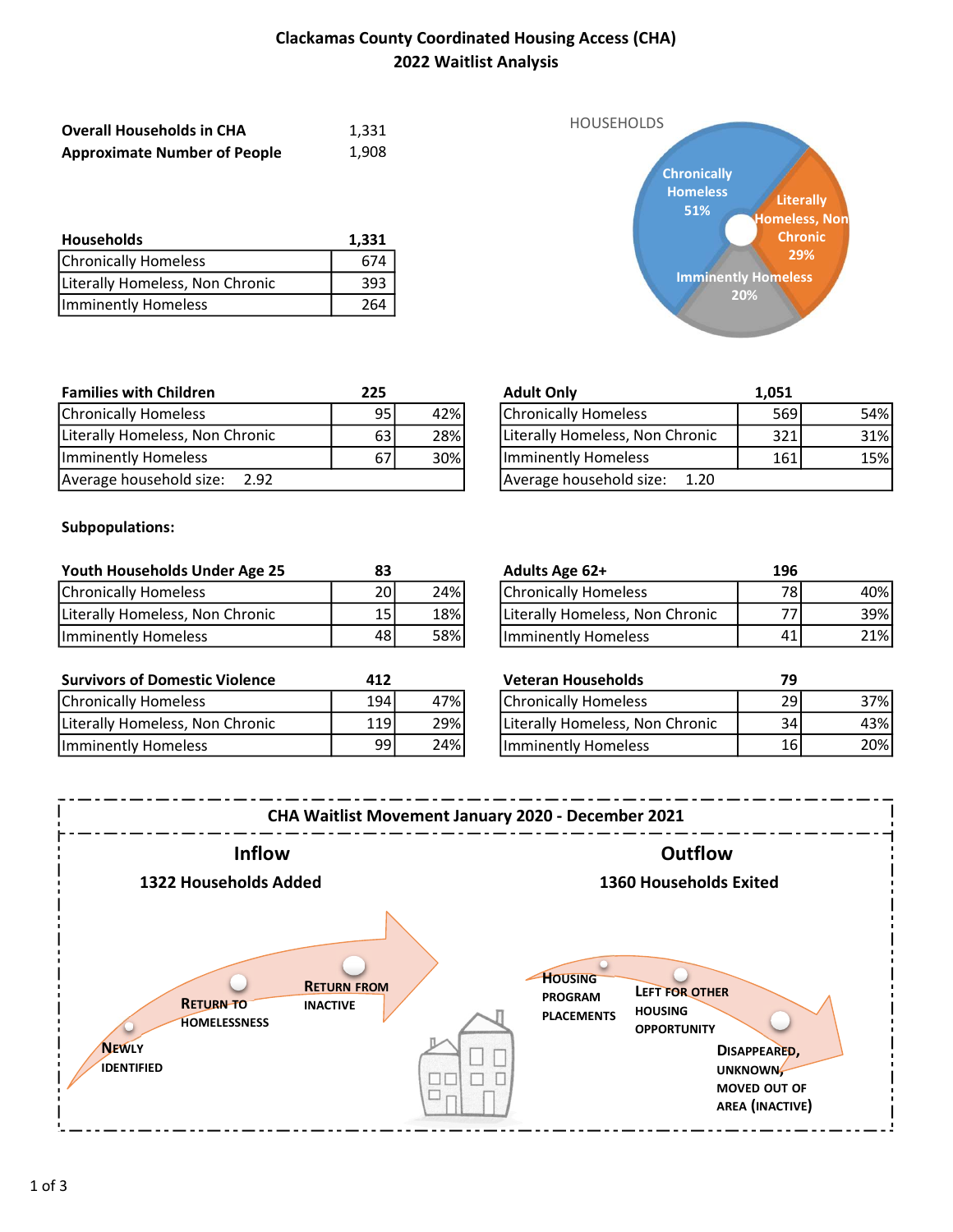# Clackamas County Coordinated Housing Access (CHA)
## 2022 Waitlist Analysis

**Overall Households in CHA** 1,331
**Approximate Number of People** 1,908

| Households | 1,331 |
|---|---|
| Chronically Homeless | 674 |
| Literally Homeless, Non Chronic | 393 |
| Imminently Homeless | 264 |

HOUSEHOLDS

- Chronically Homeless 51%
- Literally Homeless, Non Chronic 29%
- Imminently Homeless 20%

| Families with Children | 225 | |
|---|---|---|
| Chronically Homeless | 95 | 42% |
| Literally Homeless, Non Chronic | 63 | 28% |
| Imminently Homeless | 67 | 30% |
| Average household size: 2.92 | | |

| Adult Only | 1,051 | |
|---|---|---|
| Chronically Homeless | 569 | 54% |
| Literally Homeless, Non Chronic | 321 | 31% |
| Imminently Homeless | 161 | 15% |
| Average household size: 1.20 | | |

**Subpopulations:**

| Youth Households Under Age 25 | 83 | |
|---|---|---|
| Chronically Homeless | 20 | 24% |
| Literally Homeless, Non Chronic | 15 | 18% |
| Imminently Homeless | 48 | 58% |

| Adults Age 62+ | 196 | |
|---|---|---|
| Chronically Homeless | 78 | 40% |
| Literally Homeless, Non Chronic | 77 | 39% |
| Imminently Homeless | 41 | 21% |

| Survivors of Domestic Violence | 412 | |
|---|---|---|
| Chronically Homeless | 194 | 47% |
| Literally Homeless, Non Chronic | 119 | 29% |
| Imminently Homeless | 99 | 24% |

| Veteran Households | 79 | |
|---|---|---|
| Chronically Homeless | 29 | 37% |
| Literally Homeless, Non Chronic | 34 | 43% |
| Imminently Homeless | 16 | 20% |

### CHA Waitlist Movement January 2020 - December 2021

**Inflow**

**1322 Households Added**

- Newly Identified
- Return to Homelessness
- Return from Inactive

**Outflow**

**1360 Households Exited**

- Housing Program Placements
- Left for Other Housing Opportunity
- Disappeared, Unknown, Moved Out of Area (Inactive)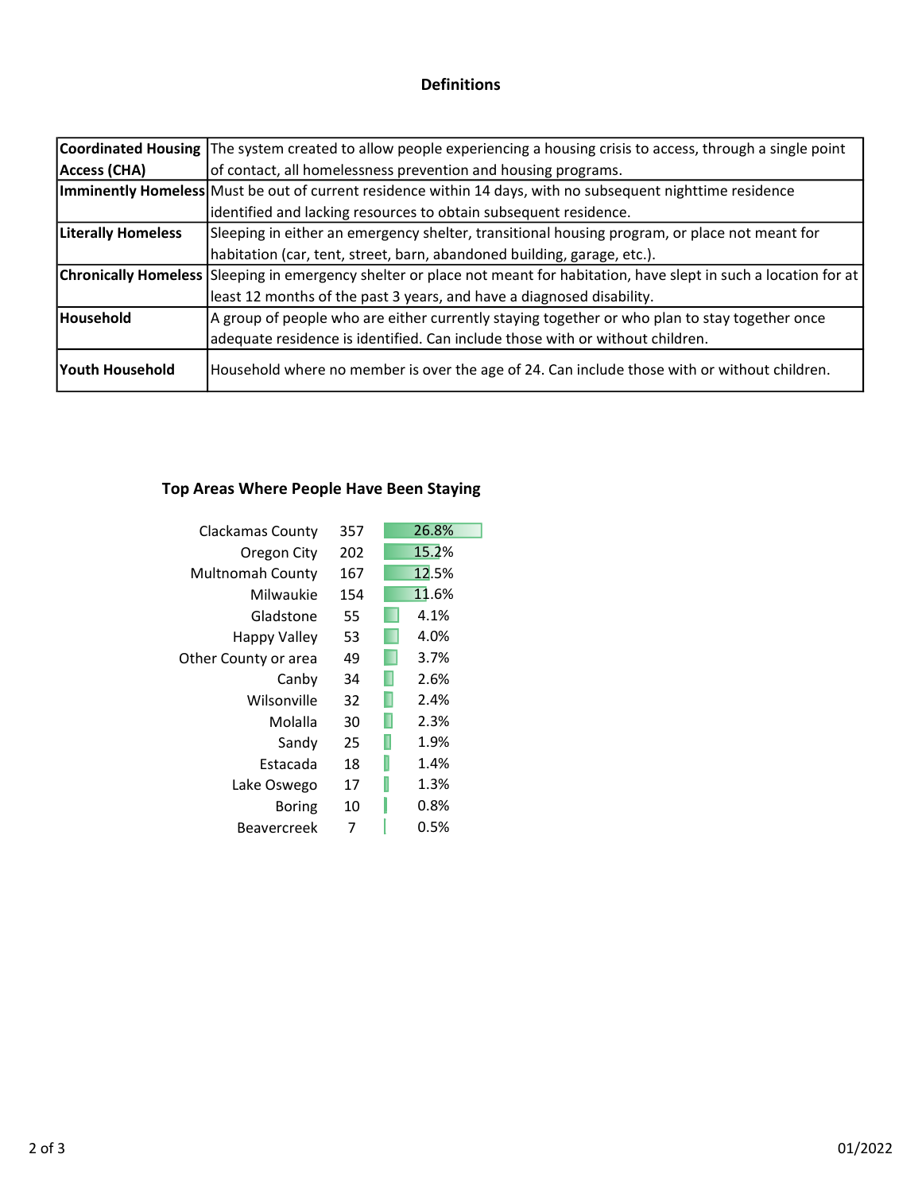## Definitions

| | |
|---|---|
| **Coordinated Housing Access (CHA)** | The system created to allow people experiencing a housing crisis to access, through a single point of contact, all homelessness prevention and housing programs. |
| **Imminently Homeless** | Must be out of current residence within 14 days, with no subsequent nighttime residence identified and lacking resources to obtain subsequent residence. |
| **Literally Homeless** | Sleeping in either an emergency shelter, transitional housing program, or place not meant for habitation (car, tent, street, barn, abandoned building, garage, etc.). |
| **Chronically Homeless** | Sleeping in emergency shelter or place not meant for habitation, have slept in such a location for at least 12 months of the past 3 years, and have a diagnosed disability. |
| **Household** | A group of people who are either currently staying together or who plan to stay together once adequate residence is identified. Can include those with or without children. |
| **Youth Household** | Household where no member is over the age of 24. Can include those with or without children. |

## Top Areas Where People Have Been Staying

| Area | Count | Percent |
|---|---|---|
| Clackamas County | 357 | 26.8% |
| Oregon City | 202 | 15.2% |
| Multnomah County | 167 | 12.5% |
| Milwaukie | 154 | 11.6% |
| Gladstone | 55 | 4.1% |
| Happy Valley | 53 | 4.0% |
| Other County or area | 49 | 3.7% |
| Canby | 34 | 2.6% |
| Wilsonville | 32 | 2.4% |
| Molalla | 30 | 2.3% |
| Sandy | 25 | 1.9% |
| Estacada | 18 | 1.4% |
| Lake Oswego | 17 | 1.3% |
| Boring | 10 | 0.8% |
| Beavercreek | 7 | 0.5% |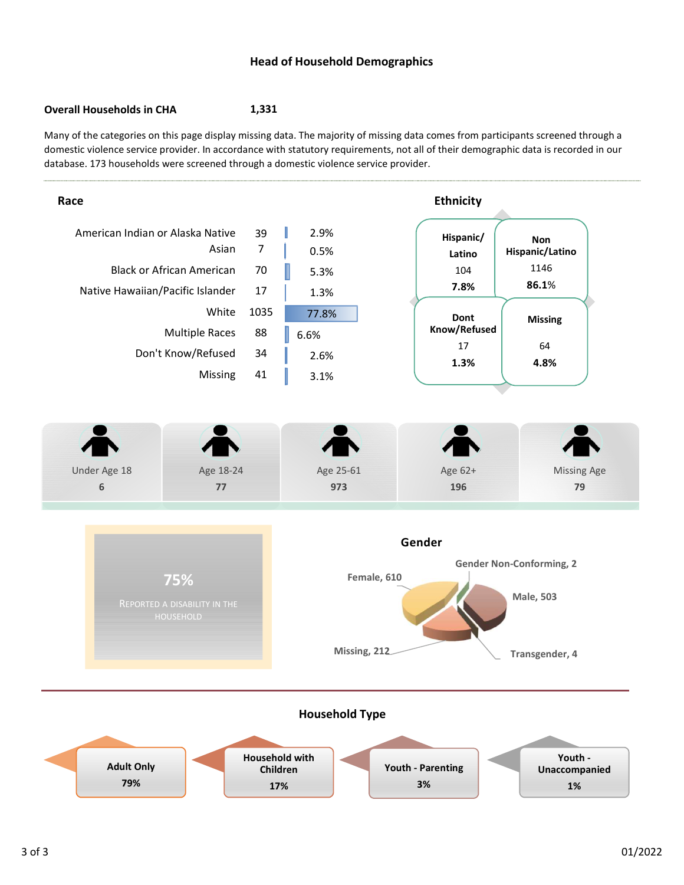# Head of Household Demographics

**Overall Households in CHA** **1,331**

Many of the categories on this page display missing data. The majority of missing data comes from participants screened through a domestic violence service provider. In accordance with statutory requirements, not all of their demographic data is recorded in our database. 173 households were screened through a domestic violence service provider.

## Race

| Race | Count | Percent |
|---|---|---|
| American Indian or Alaska Native | 39 | 2.9% |
| Asian | 7 | 0.5% |
| Black or African American | 70 | 5.3% |
| Native Hawaiian/Pacific Islander | 17 | 1.3% |
| White | 1035 | 77.8% |
| Multiple Races | 88 | 6.6% |
| Don't Know/Refused | 34 | 2.6% |
| Missing | 41 | 3.1% |

## Ethnicity

| Ethnicity | Count | Percent |
|---|---|---|
| Hispanic/ Latino | 104 | 7.8% |
| Non Hispanic/Latino | 1146 | 86.1% |
| Dont Know/Refused | 17 | 1.3% |
| Missing | 64 | 4.8% |

## Age

| Under Age 18 | Age 18-24 | Age 25-61 | Age 62+ | Missing Age |
|---|---|---|---|---|
| 6 | 77 | 973 | 196 | 79 |

**75%** Reported a disability in the household

## Gender

| Gender | Count |
|---|---|
| Female | 610 |
| Gender Non-Conforming | 2 |
| Male | 503 |
| Transgender | 4 |
| Missing | 212 |

## Household Type

| Adult Only | Household with Children | Youth - Parenting | Youth - Unaccompanied |
|---|---|---|---|
| 79% | 17% | 3% | 1% |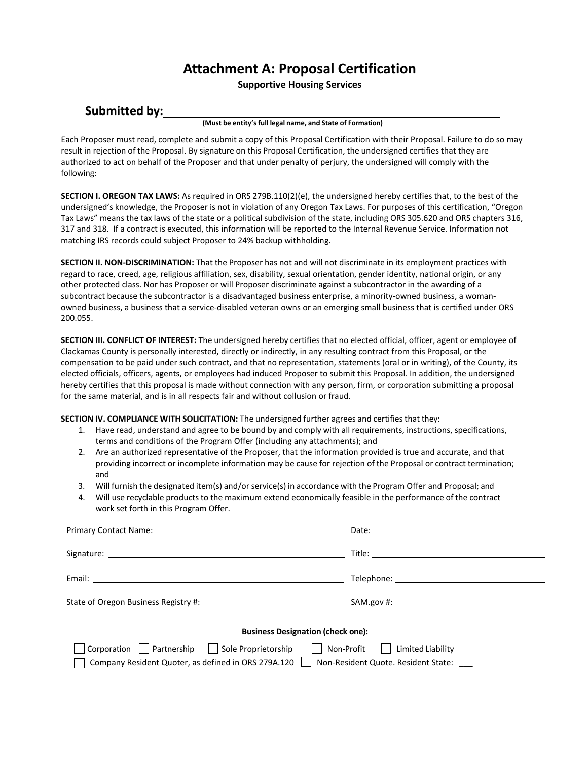# Attachment A: Proposal Certification

**Supportive Housing Services**

## Submitted by: ______________________________________________

**(Must be entity's full legal name, and State of Formation)**

Each Proposer must read, complete and submit a copy of this Proposal Certification with their Proposal. Failure to do so may result in rejection of the Proposal. By signature on this Proposal Certification, the undersigned certifies that they are authorized to act on behalf of the Proposer and that under penalty of perjury, the undersigned will comply with the following:

**SECTION I. OREGON TAX LAWS:** As required in ORS 279B.110(2)(e), the undersigned hereby certifies that, to the best of the undersigned's knowledge, the Proposer is not in violation of any Oregon Tax Laws. For purposes of this certification, "Oregon Tax Laws" means the tax laws of the state or a political subdivision of the state, including ORS 305.620 and ORS chapters 316, 317 and 318. If a contract is executed, this information will be reported to the Internal Revenue Service. Information not matching IRS records could subject Proposer to 24% backup withholding.

**SECTION II. NON-DISCRIMINATION:** That the Proposer has not and will not discriminate in its employment practices with regard to race, creed, age, religious affiliation, sex, disability, sexual orientation, gender identity, national origin, or any other protected class. Nor has Proposer or will Proposer discriminate against a subcontractor in the awarding of a subcontract because the subcontractor is a disadvantaged business enterprise, a minority-owned business, a woman-owned business, a business that a service-disabled veteran owns or an emerging small business that is certified under ORS 200.055.

**SECTION III. CONFLICT OF INTEREST:** The undersigned hereby certifies that no elected official, officer, agent or employee of Clackamas County is personally interested, directly or indirectly, in any resulting contract from this Proposal, or the compensation to be paid under such contract, and that no representation, statements (oral or in writing), of the County, its elected officials, officers, agents, or employees had induced Proposer to submit this Proposal. In addition, the undersigned hereby certifies that this proposal is made without connection with any person, firm, or corporation submitting a proposal for the same material, and is in all respects fair and without collusion or fraud.

**SECTION IV. COMPLIANCE WITH SOLICITATION:** The undersigned further agrees and certifies that they:

1. Have read, understand and agree to be bound by and comply with all requirements, instructions, specifications, terms and conditions of the Program Offer (including any attachments); and
2. Are an authorized representative of the Proposer, that the information provided is true and accurate, and that providing incorrect or incomplete information may be cause for rejection of the Proposal or contract termination; and
3. Will furnish the designated item(s) and/or service(s) in accordance with the Program Offer and Proposal; and
4. Will use recyclable products to the maximum extend economically feasible in the performance of the contract work set forth in this Program Offer.

Primary Contact Name: ______________________ Date: ______________________

Signature: ______________________ Title: ______________________

Email: ______________________ Telephone: ______________________

State of Oregon Business Registry #: ______________________ SAM.gov #: ______________________

**Business Designation (check one):**

☐ Corporation ☐ Partnership ☐ Sole Proprietorship ☐ Non-Profit ☐ Limited Liability

☐ Company Resident Quoter, as defined in ORS 279A.120 ☐ Non-Resident Quote. Resident State: ___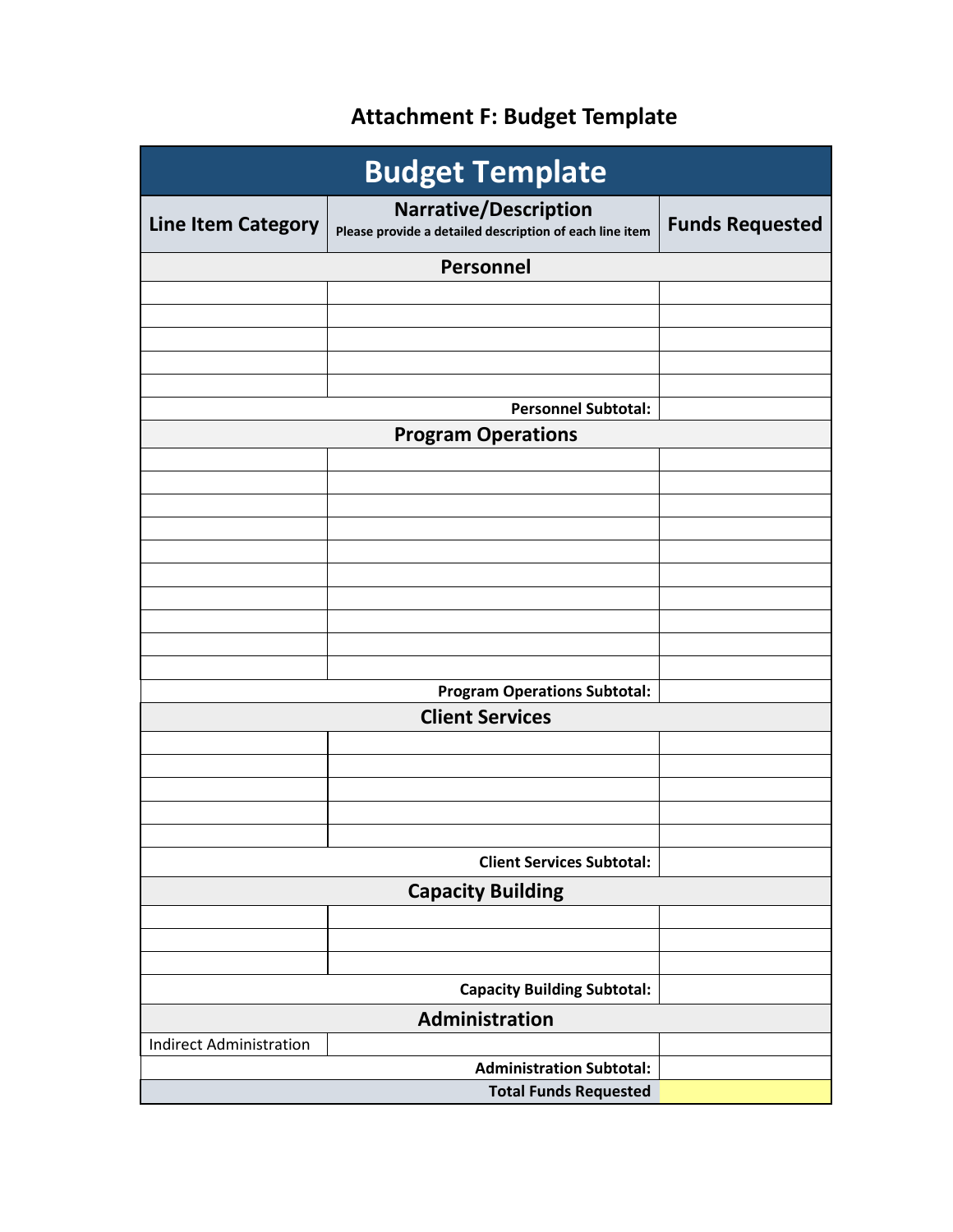# Attachment F: Budget Template

| Budget Template | | |
|---|---|---|
| **Line Item Category** | **Narrative/Description** Please provide a detailed description of each line item | **Funds Requested** |
| | **Personnel** | |
| | | |
| | | |
| | | |
| | | |
| | | |
| | **Personnel Subtotal:** | |
| | **Program Operations** | |
| | | |
| | | |
| | | |
| | | |
| | | |
| | | |
| | | |
| | | |
| | | |
| | | |
| | **Program Operations Subtotal:** | |
| | **Client Services** | |
| | | |
| | | |
| | | |
| | | |
| | | |
| | **Client Services Subtotal:** | |
| | **Capacity Building** | |
| | | |
| | | |
| | | |
| | **Capacity Building Subtotal:** | |
| | **Administration** | |
| Indirect Administration | | |
| | **Administration Subtotal:** | |
| | **Total Funds Requested** | |